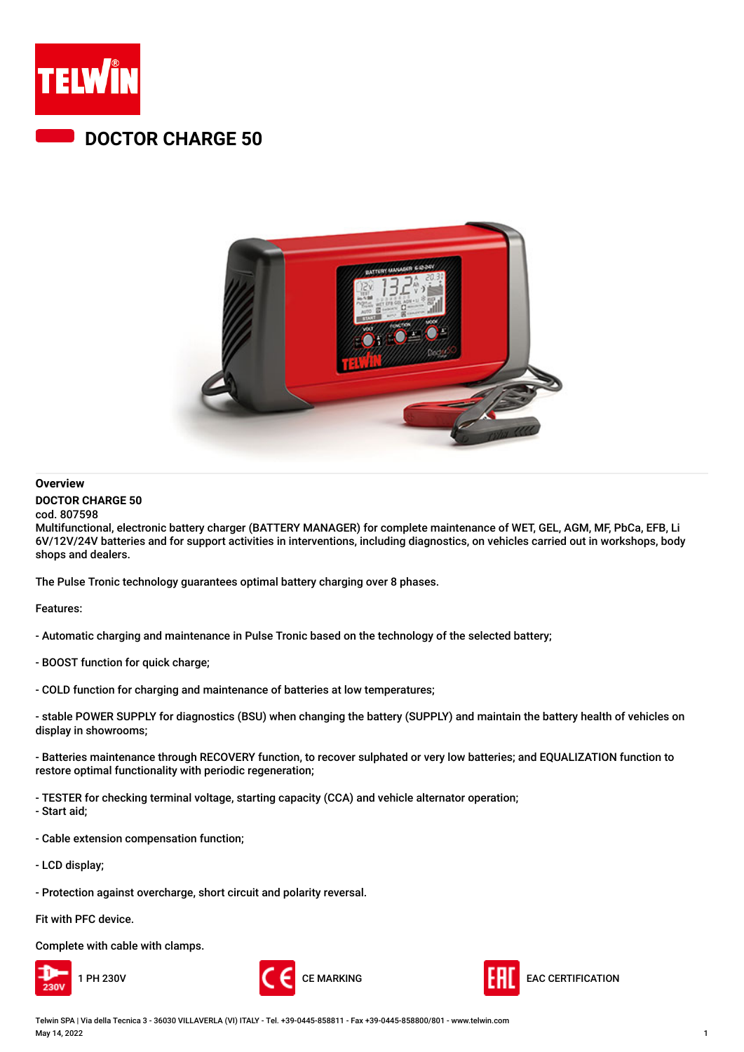# DOCTOR CHARGE 50

## Overview

**DOCTOR CHARGE 50**

cod. 807598

Multifunctional, electronic battery charger (BATTERY MANAGER) for complete maintenance of WET, GEL, AGM, MF, PbCa, EFB, Li 6V/12V/24V batteries and for support activities in interventions, including diagnostics, on vehicles carried out in workshops, body shops and dealers.

The Pulse Tronic technology guarantees optimal battery charging over 8 phases.

Features:

- Automatic charging and maintenance in Pulse Tronic based on the technology of the selected battery;

- BOOST function for quick charge;

- COLD function for charging and maintenance of batteries at low temperatures;

- stable POWER SUPPLY for diagnostics (BSU) when changing the battery (SUPPLY) and maintain the battery health of vehicles on display in showrooms;

- Batteries maintenance through RECOVERY function, to recover sulphated or very low batteries; and EQUALIZATION function to restore optimal functionality with periodic regeneration;

- TESTER for checking terminal voltage, starting capacity (CCA) and vehicle alternator operation;
- Start aid;

- Cable extension compensation function;

- LCD display;

- Protection against overcharge, short circuit and polarity reversal.

Fit with PFC device.

Complete with cable with clamps.

1 PH 230V

CE MARKING

EAC CERTIFICATION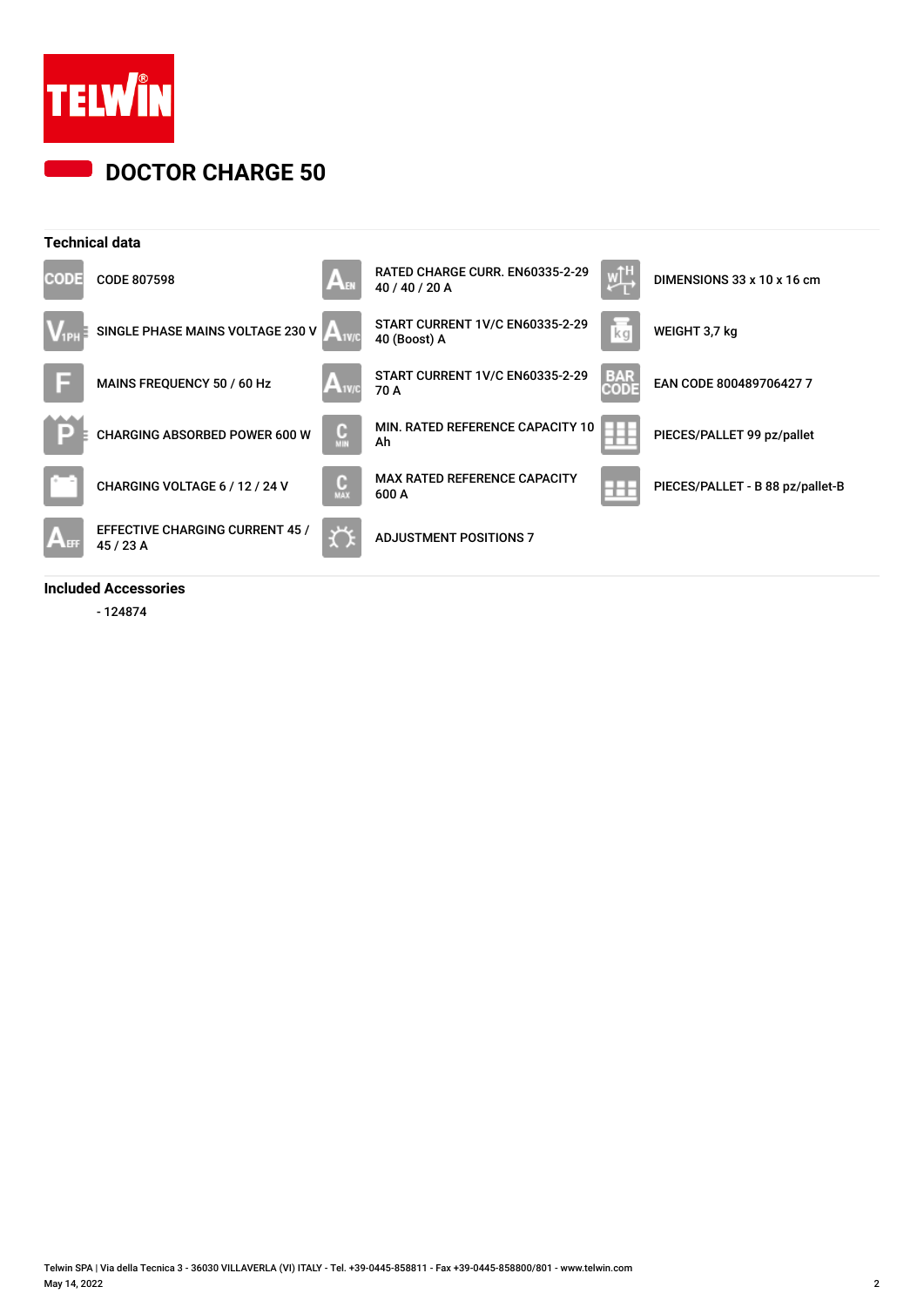# DOCTOR CHARGE 50

## Technical data

| | | |
|---|---|---|
| CODE 807598 | RATED CHARGE CURR. EN60335-2-29 40 / 40 / 20 A | DIMENSIONS 33 x 10 x 16 cm |
| SINGLE PHASE MAINS VOLTAGE 230 V | START CURRENT 1V/C EN60335-2-29 40 (Boost) A | WEIGHT 3,7 kg |
| MAINS FREQUENCY 50 / 60 Hz | START CURRENT 1V/C EN60335-2-29 70 A | EAN CODE 800489706427 7 |
| CHARGING ABSORBED POWER 600 W | MIN. RATED REFERENCE CAPACITY 10 Ah | PIECES/PALLET 99 pz/pallet |
| CHARGING VOLTAGE 6 / 12 / 24 V | MAX RATED REFERENCE CAPACITY 600 A | PIECES/PALLET - B 88 pz/pallet-B |
| EFFECTIVE CHARGING CURRENT 45 / 45 / 23 A | ADJUSTMENT POSITIONS 7 | |

## Included Accessories

- 124874

Telwin SPA | Via della Tecnica 3 - 36030 VILLAVERLA (VI) ITALY - Tel. +39-0445-858811 - Fax +39-0445-858800/801 - www.telwin.com
May 14, 2022